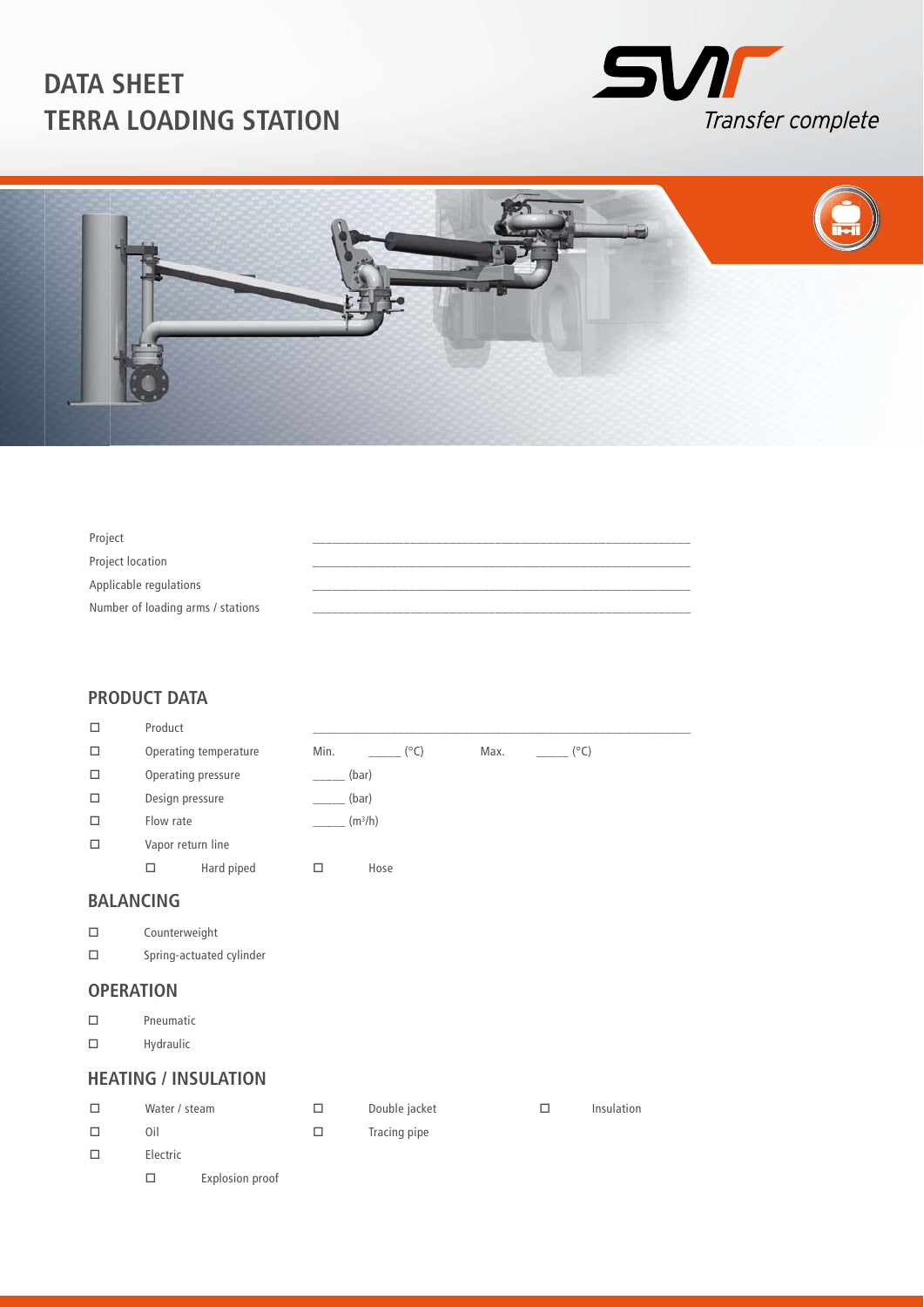# DATA SHEET
# TERRA LOADING STATION

Transfer complete

| | |
|---|---|
| Project | ___________________________ |
| Project location | ___________________________ |
| Applicable regulations | ___________________________ |
| Number of loading arms / stations | ___________________________ |

## PRODUCT DATA

- ☐ Product ___________________________
- ☐ Operating temperature Min. _____ (°C) Max. _____ (°C)
- ☐ Operating pressure _____ (bar)
- ☐ Design pressure _____ (bar)
- ☐ Flow rate _____ ($m^3/h$)
- ☐ Vapor return line
  - ☐ Hard piped ☐ Hose

## BALANCING

- ☐ Counterweight
- ☐ Spring-actuated cylinder

## OPERATION

- ☐ Pneumatic
- ☐ Hydraulic

## HEATING / INSULATION

- ☐ Water / steam ☐ Double jacket ☐ Insulation
- ☐ Oil ☐ Tracing pipe
- ☐ Electric
  - ☐ Explosion proof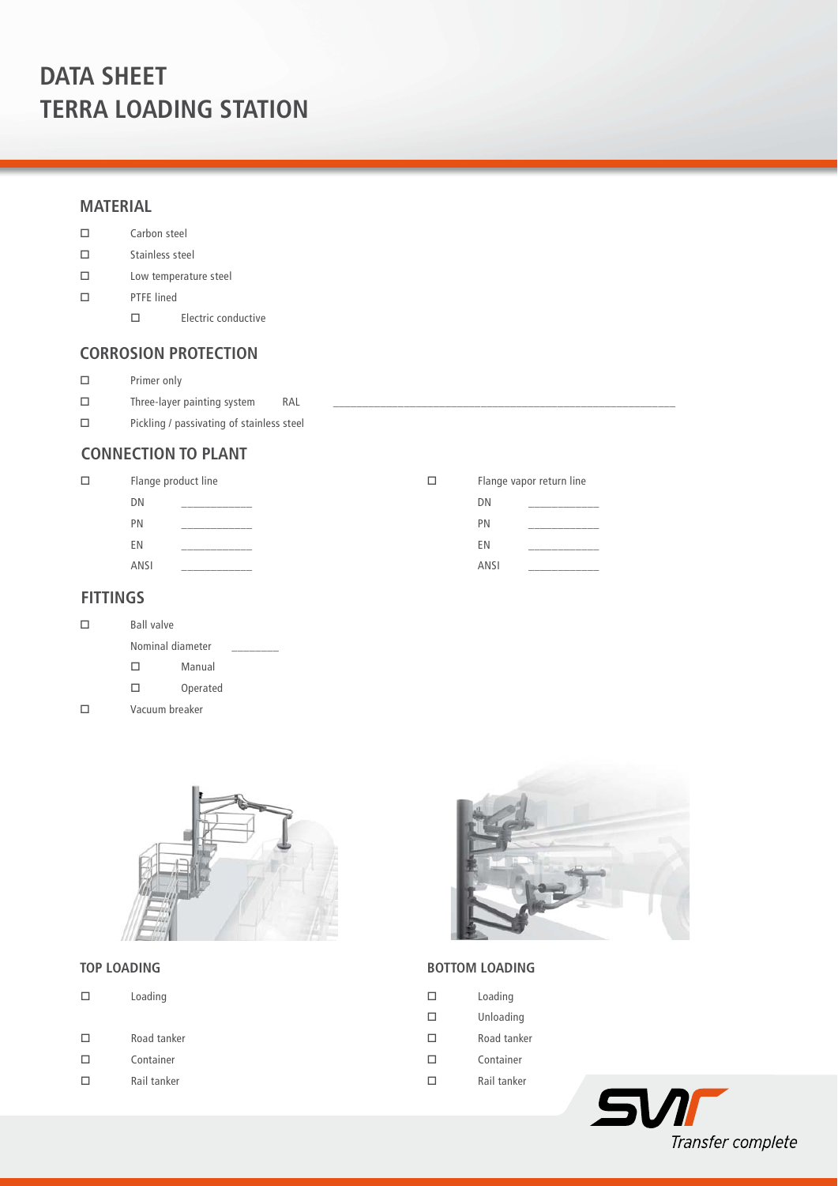# DATA SHEET
# TERRA LOADING STATION

## MATERIAL

- ☐ Carbon steel
- ☐ Stainless steel
- ☐ Low temperature steel
- ☐ PTFE lined
  - ☐ Electric conductive

## CORROSION PROTECTION

- ☐ Primer only
- ☐ Three-layer painting system RAL ______________________________________________
- ☐ Pickling / passivating of stainless steel

## CONNECTION TO PLANT

☐ Flange product line

DN ____________

PN ____________

EN ____________

ANSI ____________

☐ Flange vapor return line

DN ____________

PN ____________

EN ____________

ANSI ____________

## FITTINGS

- ☐ Ball valve

  Nominal diameter ________

  - ☐ Manual
  - ☐ Operated
- ☐ Vacuum breaker

### TOP LOADING

- ☐ Loading

- ☐ Road tanker
- ☐ Container
- ☐ Rail tanker

### BOTTOM LOADING

- ☐ Loading
- ☐ Unloading
- ☐ Road tanker
- ☐ Container
- ☐ Rail tanker

*Transfer complete*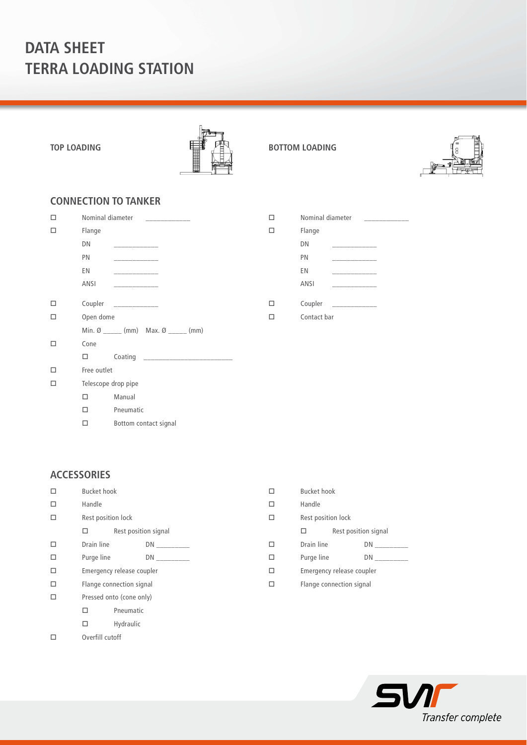# DATA SHEET
# TERRA LOADING STATION

## CONNECTION TO TANKER

### TOP LOADING

- ☐ Nominal diameter ____________
- ☐ Flange
  - DN ____________
  - PN ____________
  - EN ____________
  - ANSI ____________
- ☐ Coupler ____________
- ☐ Open dome
  - Min. Ø _____ (mm) Max. Ø _____ (mm)
- ☐ Cone
  - ☐ Coating ________________________
- ☐ Free outlet
- ☐ Telescope drop pipe
  - ☐ Manual
  - ☐ Pneumatic
  - ☐ Bottom contact signal

### BOTTOM LOADING

- ☐ Nominal diameter ____________
- ☐ Flange
  - DN ____________
  - PN ____________
  - EN ____________
  - ANSI ____________
- ☐ Coupler ____________
- ☐ Contact bar

## ACCESSORIES

### TOP LOADING

- ☐ Bucket hook
- ☐ Handle
- ☐ Rest position lock
  - ☐ Rest position signal
- ☐ Drain line DN _________
- ☐ Purge line DN _________
- ☐ Emergency release coupler
- ☐ Flange connection signal
- ☐ Pressed onto (cone only)
  - ☐ Pneumatic
  - ☐ Hydraulic
- ☐ Overfill cutoff

### BOTTOM LOADING

- ☐ Bucket hook
- ☐ Handle
- ☐ Rest position lock
  - ☐ Rest position signal
- ☐ Drain line DN _________
- ☐ Purge line DN _________
- ☐ Emergency release coupler
- ☐ Flange connection signal

SVT *Transfer complete*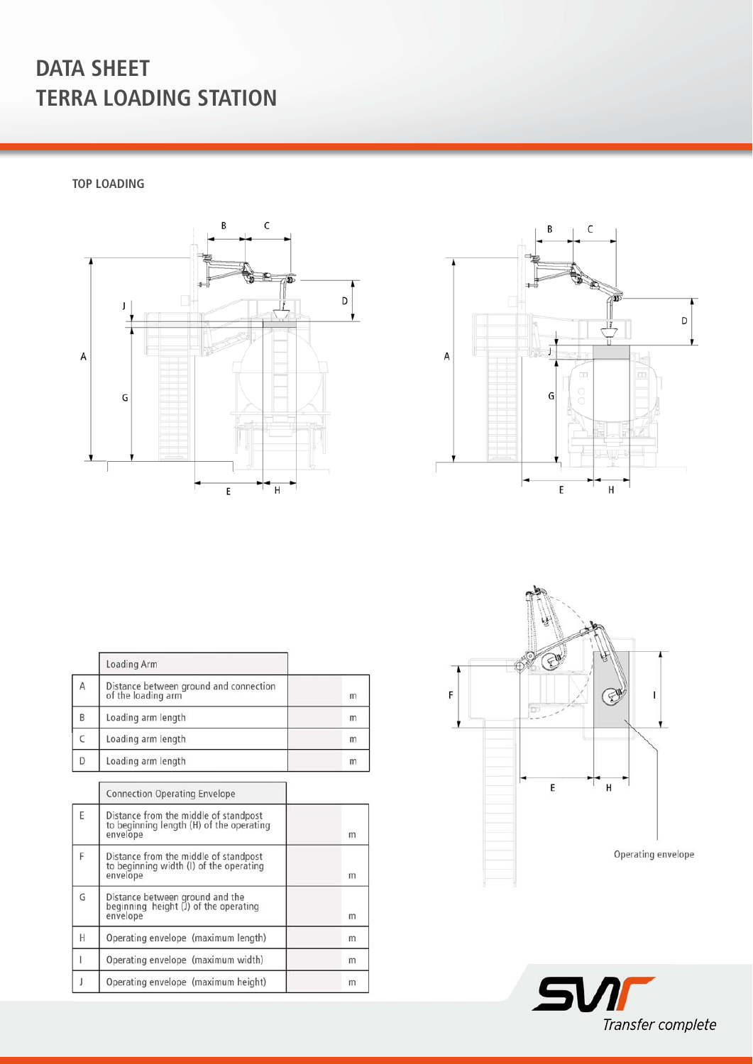# DATA SHEET
# TERRA LOADING STATION

## TOP LOADING

| | Loading Arm | | |
|---|---|---|---|
| A | Distance between ground and connection of the loading arm | | m |
| B | Loading arm length | | m |
| C | Loading arm length | | m |
| D | Loading arm length | | m |

| | Connection Operating Envelope | | |
|---|---|---|---|
| E | Distance from the middle of standpost to beginning length (H) of the operating envelope | | m |
| F | Distance from the middle of standpost to beginning width (I) of the operating envelope | | m |
| G | Distance between ground and the beginning height (J) of the operating envelope | | m |
| H | Operating envelope (maximum length) | | m |
| I | Operating envelope (maximum width) | | m |
| J | Operating envelope (maximum height) | | m |

Operating envelope

*Transfer complete*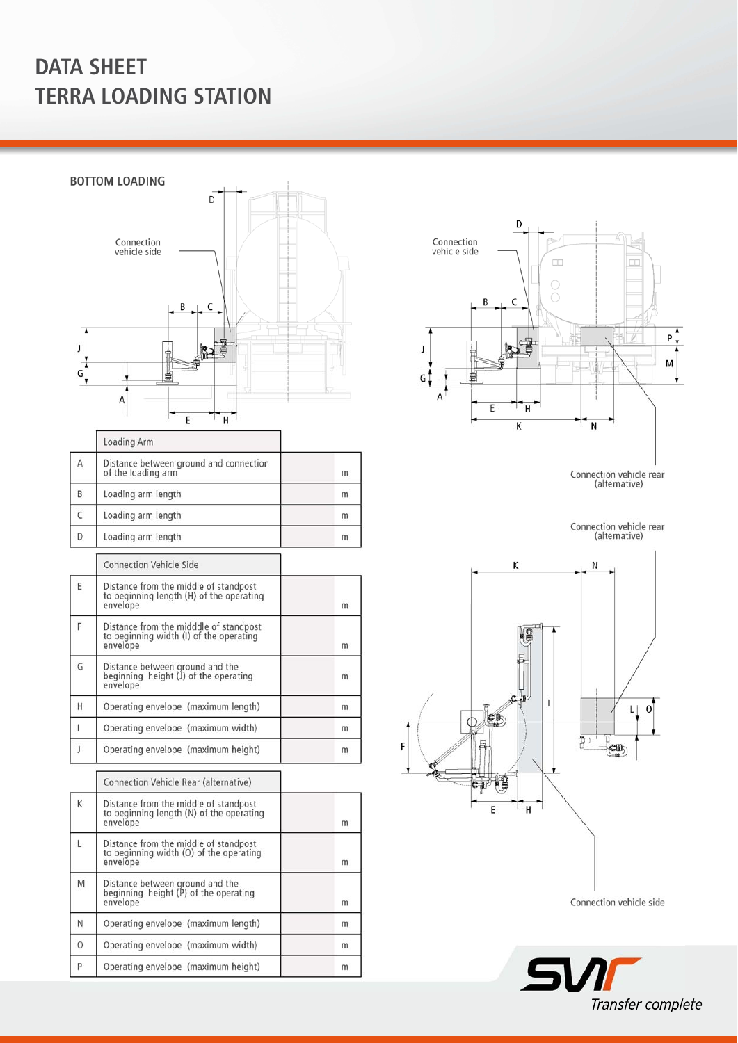# DATA SHEET
# TERRA LOADING STATION

## BOTTOM LOADING

| | Loading Arm | | |
|---|---|---|---|
| A | Distance between ground and connection of the loading arm | | m |
| B | Loading arm length | | m |
| C | Loading arm length | | m |
| D | Loading arm length | | m |

| | Connection Vehicle Side | | |
|---|---|---|---|
| E | Distance from the middle of standpost to beginning length (H) of the operating envelope | | m |
| F | Distance from the midddle of standpost to beginning width (I) of the operating envelope | | m |
| G | Distance between ground and the beginning height (J) of the operating envelope | | m |
| H | Operating envelope (maximum length) | | m |
| I | Operating envelope (maximum width) | | m |
| J | Operating envelope (maximum height) | | m |

| | Connection Vehicle Rear (alternative) | | |
|---|---|---|---|
| K | Distance from the middle of standpost to beginning length (N) of the operating envelope | | m |
| L | Distance from the middle of standpost to beginning width (O) of the operating envelope | | m |
| M | Distance between ground and the beginning height (P) of the operating envelope | | m |
| N | Operating envelope (maximum length) | | m |
| O | Operating envelope (maximum width) | | m |
| P | Operating envelope (maximum height) | | m |

Connection vehicle side

Connection vehicle rear (alternative)

*Transfer complete*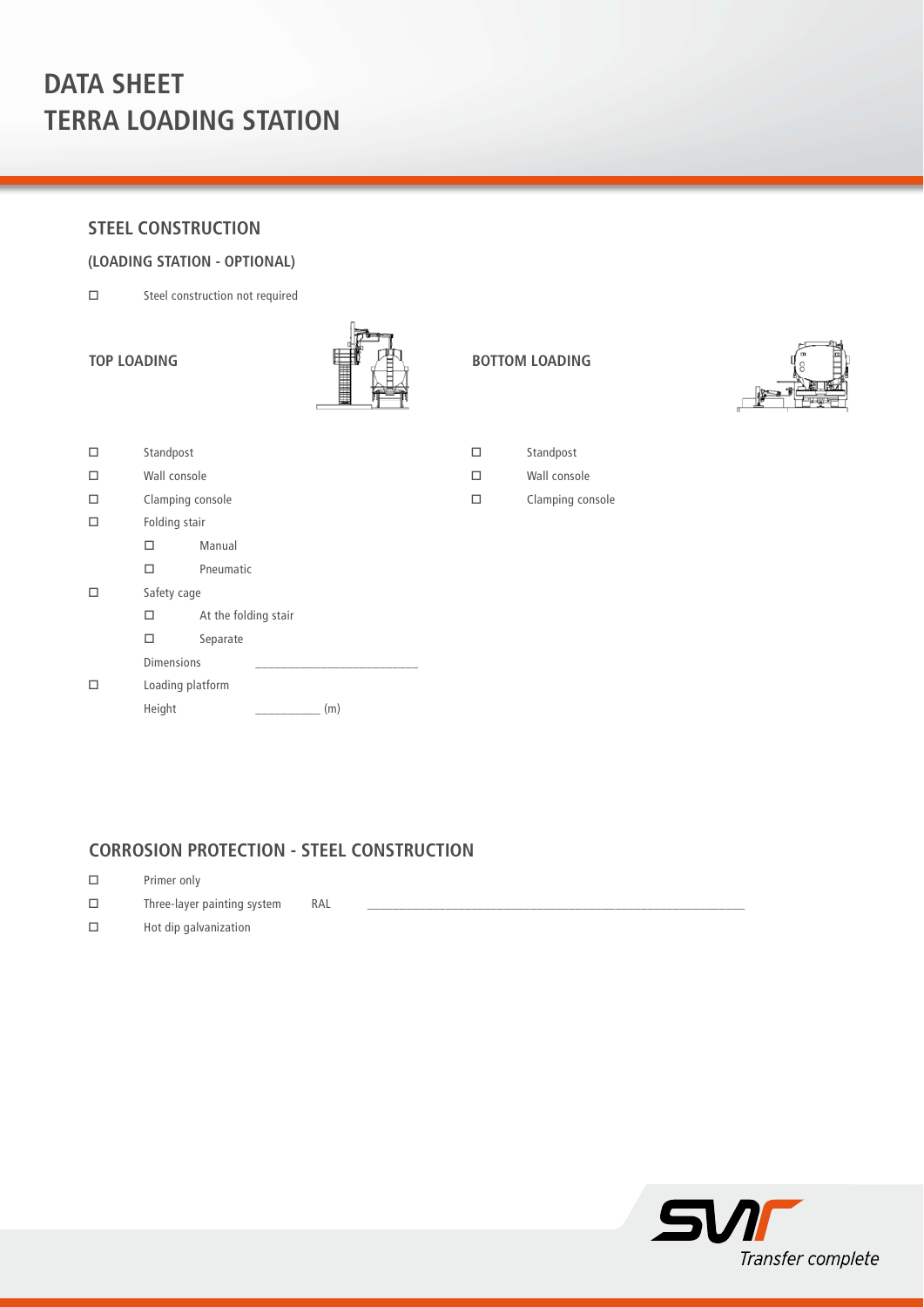# DATA SHEET
# TERRA LOADING STATION

## STEEL CONSTRUCTION

### (LOADING STATION - OPTIONAL)

- ☐ Steel construction not required

### TOP LOADING

- ☐ Standpost
- ☐ Wall console
- ☐ Clamping console
- ☐ Folding stair
  - ☐ Manual
  - ☐ Pneumatic
- ☐ Safety cage
  - ☐ At the folding stair
  - ☐ Separate

  Dimensions ___________________________
- ☐ Loading platform

  Height ___________ (m)

### BOTTOM LOADING

- ☐ Standpost
- ☐ Wall console
- ☐ Clamping console

## CORROSION PROTECTION - STEEL CONSTRUCTION

- ☐ Primer only
- ☐ Three-layer painting system RAL ______________________________________________________________
- ☐ Hot dip galvanization

SVT *Transfer complete*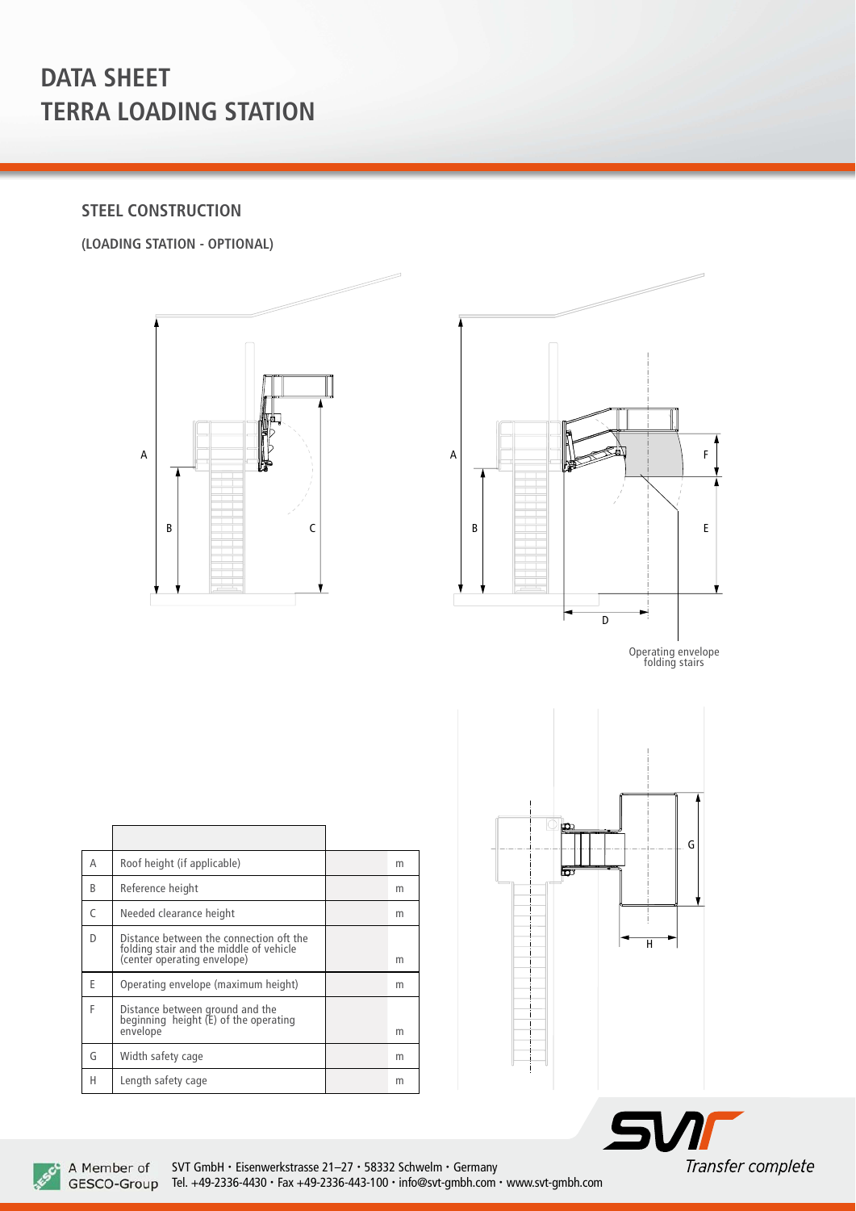# DATA SHEET
# TERRA LOADING STATION

## STEEL CONSTRUCTION

**(LOADING STATION - OPTIONAL)**

A

B

C

A

B

F

E

D

Operating envelope
folding stairs

G

H

| | | | |
|---|---|---|---|
| A | Roof height (if applicable) | | m |
| B | Reference height | | m |
| C | Needed clearance height | | m |
| D | Distance between the connection oft the folding stair and the middle of vehicle (center operating envelope) | | m |
| E | Operating envelope (maximum height) | | m |
| F | Distance between ground and the beginning height (E) of the operating envelope | | m |
| G | Width safety cage | | m |
| H | Length safety cage | | m |

*Transfer complete*

A Member of GESCO-Group

SVT GmbH • Eisenwerkstrasse 21–27 • 58332 Schwelm • Germany
Tel. +49-2336-4430 • Fax +49-2336-443-100 • info@svt-gmbh.com • www.svt-gmbh.com